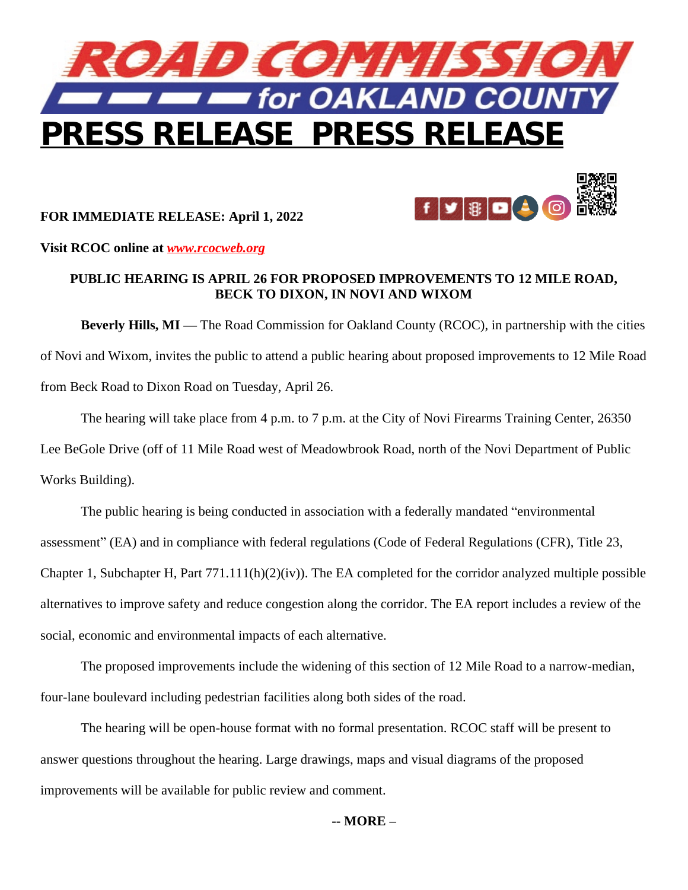# ROAD COMMISSION for OAKLAND COUNTY

# PRESS RELEASE PRESS RELEASE

**FOR IMMEDIATE RELEASE: April 1, 2022**

**Visit RCOC online at *www.rcocweb.org***

**PUBLIC HEARING IS APRIL 26 FOR PROPOSED IMPROVEMENTS TO 12 MILE ROAD, BECK TO DIXON, IN NOVI AND WIXOM**

**Beverly Hills, MI —** The Road Commission for Oakland County (RCOC), in partnership with the cities of Novi and Wixom, invites the public to attend a public hearing about proposed improvements to 12 Mile Road from Beck Road to Dixon Road on Tuesday, April 26.

The hearing will take place from 4 p.m. to 7 p.m. at the City of Novi Firearms Training Center, 26350 Lee BeGole Drive (off of 11 Mile Road west of Meadowbrook Road, north of the Novi Department of Public Works Building).

The public hearing is being conducted in association with a federally mandated "environmental assessment" (EA) and in compliance with federal regulations (Code of Federal Regulations (CFR), Title 23, Chapter 1, Subchapter H, Part 771.111(h)(2)(iv)). The EA completed for the corridor analyzed multiple possible alternatives to improve safety and reduce congestion along the corridor. The EA report includes a review of the social, economic and environmental impacts of each alternative.

The proposed improvements include the widening of this section of 12 Mile Road to a narrow-median, four-lane boulevard including pedestrian facilities along both sides of the road.

The hearing will be open-house format with no formal presentation. RCOC staff will be present to answer questions throughout the hearing. Large drawings, maps and visual diagrams of the proposed improvements will be available for public review and comment.

**-- MORE –**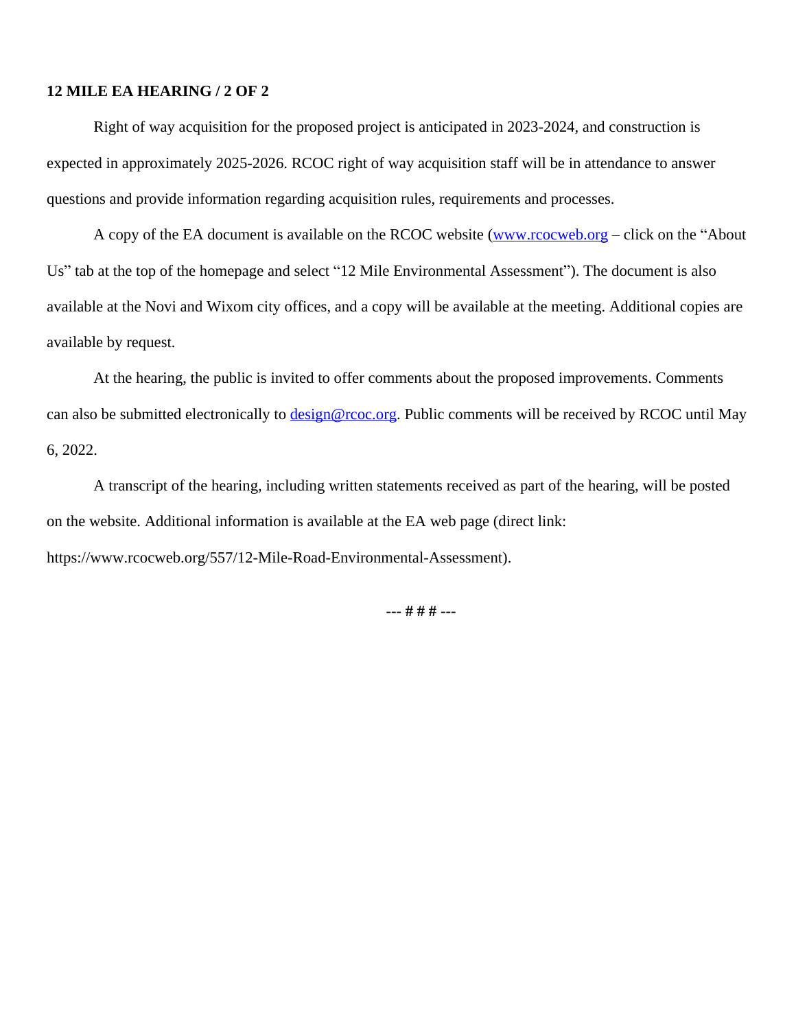**12 MILE EA HEARING / 2 OF 2**

Right of way acquisition for the proposed project is anticipated in 2023-2024, and construction is expected in approximately 2025-2026. RCOC right of way acquisition staff will be in attendance to answer questions and provide information regarding acquisition rules, requirements and processes.

A copy of the EA document is available on the RCOC website (www.rcocweb.org – click on the "About Us" tab at the top of the homepage and select "12 Mile Environmental Assessment"). The document is also available at the Novi and Wixom city offices, and a copy will be available at the meeting. Additional copies are available by request.

At the hearing, the public is invited to offer comments about the proposed improvements. Comments can also be submitted electronically to design@rcoc.org. Public comments will be received by RCOC until May 6, 2022.

A transcript of the hearing, including written statements received as part of the hearing, will be posted on the website. Additional information is available at the EA web page (direct link: https://www.rcocweb.org/557/12-Mile-Road-Environmental-Assessment).

--- # # # ---